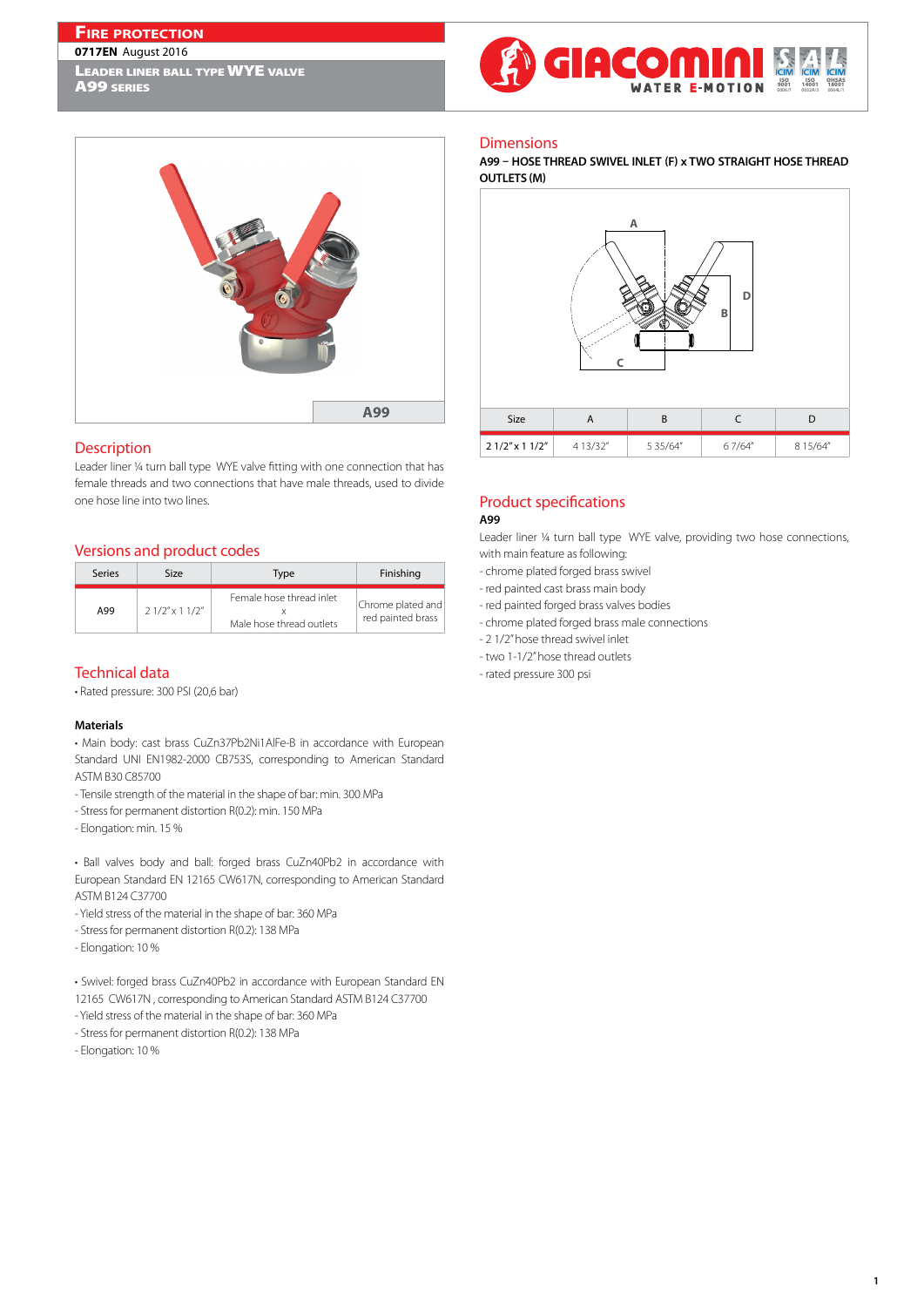# Fire Protection

**0717EN** August 2016

**Leader liner ball type WYE valve**
**A99 series**

A99

## Description

Leader liner ¼ turn ball type WYE valve fitting with one connection that has female threads and two connections that have male threads, used to divide one hose line into two lines.

## Versions and product codes

| Series | Size | Type | Finishing |
|---|---|---|---|
| A99 | 2 1/2" x 1 1/2" | Female hose thread inlet x Male hose thread outlets | Chrome plated and red painted brass |

## Technical data

• Rated pressure: 300 PSI (20,6 bar)

### Materials

• Main body: cast brass CuZn37Pb2Ni1AlFe-B in accordance with European Standard UNI EN1982-2000 CB753S, corresponding to American Standard ASTM B30 C85700
- Tensile strength of the material in the shape of bar: min. 300 MPa
- Stress for permanent distortion R(0.2): min. 150 MPa
- Elongation: min. 15 %

• Ball valves body and ball: forged brass CuZn40Pb2 in accordance with European Standard EN 12165 CW617N, corresponding to American Standard ASTM B124 C37700
- Yield stress of the material in the shape of bar: 360 MPa
- Stress for permanent distortion R(0.2): 138 MPa
- Elongation: 10 %

• Swivel: forged brass CuZn40Pb2 in accordance with European Standard EN 12165 CW617N , corresponding to American Standard ASTM B124 C37700
- Yield stress of the material in the shape of bar: 360 MPa
- Stress for permanent distortion R(0.2): 138 MPa
- Elongation: 10 %

## Dimensions

**A99 – HOSE THREAD SWIVEL INLET (F) x TWO STRAIGHT HOSE THREAD OUTLETS (M)**

| Size | A | B | C | D |
|---|---|---|---|---|
| 2 1/2" x 1 1/2" | 4 13/32" | 5 35/64" | 6 7/64" | 8 15/64" |

## Product specifications

**A99**

Leader liner ¼ turn ball type WYE valve, providing two hose connections, with main feature as following:
- chrome plated forged brass swivel
- red painted cast brass main body
- red painted forged brass valves bodies
- chrome plated forged brass male connections
- 2 1/2" hose thread swivel inlet
- two 1-1/2" hose thread outlets
- rated pressure 300 psi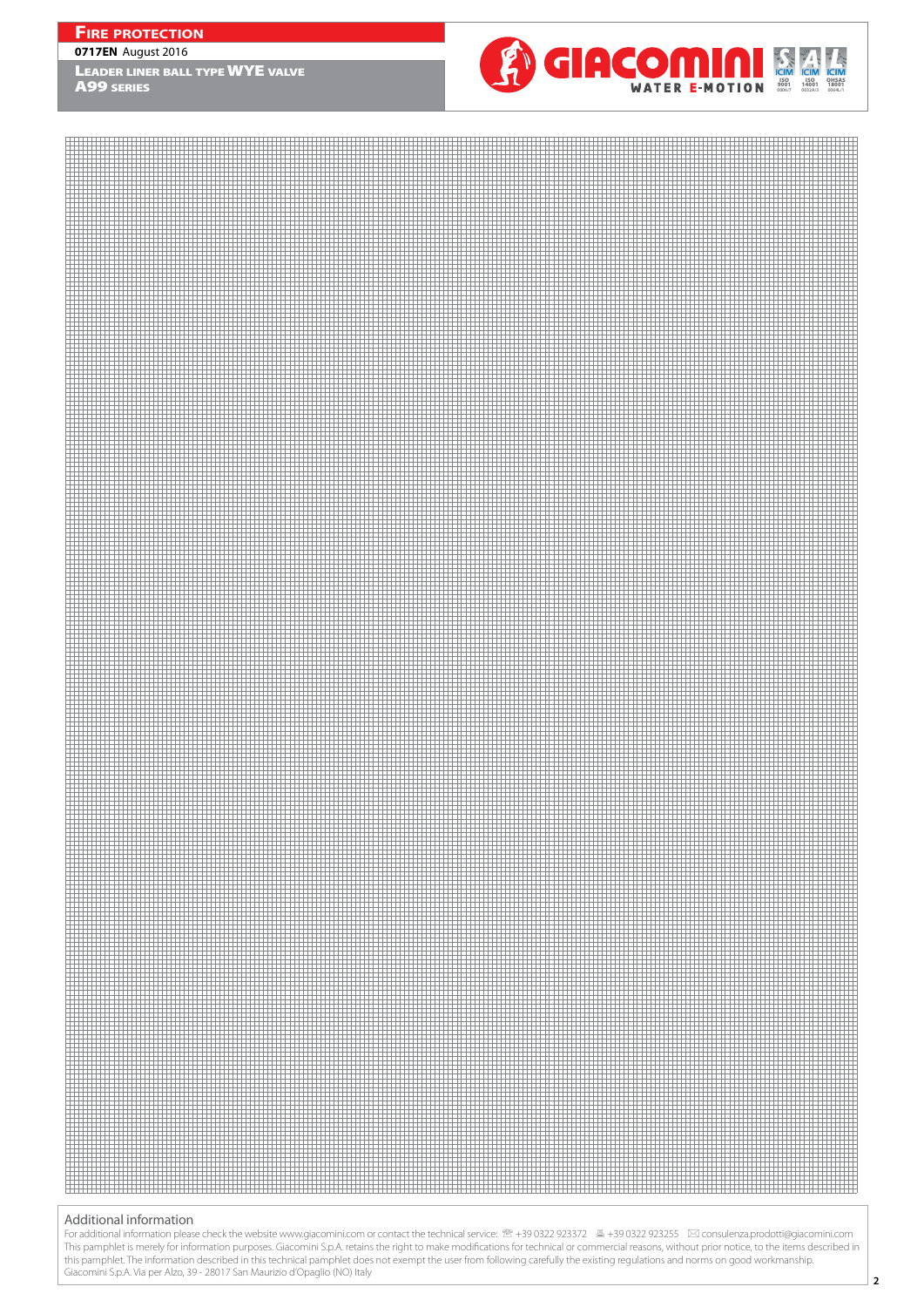## Additional information

For additional information please check the website www.giacomini.com or contact the technical service: ☎ +39 0322 923372 🖷 +39 0322 923255 ✉ consulenza.prodotti@giacomini.com
This pamphlet is merely for information purposes. Giacomini S.p.A. retains the right to make modifications for technical or commercial reasons, without prior notice, to the items described in this pamphlet. The information described in this technical pamphlet does not exempt the user from following carefully the existing regulations and norms on good workmanship.
Giacomini S.p.A. Via per Alzo, 39 - 28017 San Maurizio d'Opaglio (NO) Italy